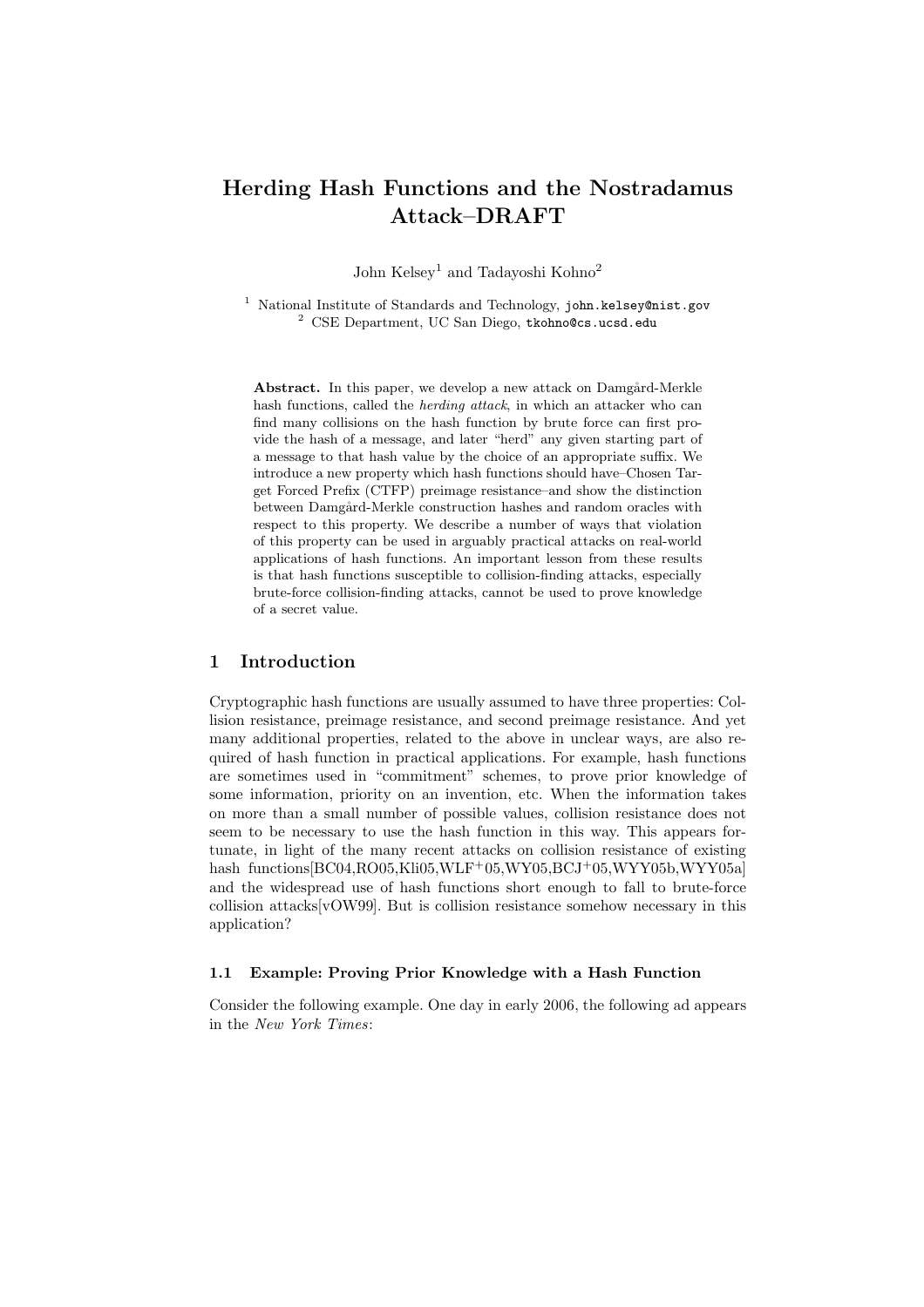# Herding Hash Functions and the Nostradamus Attack–DRAFT

John Kelsey[1] and Tadayoshi Kohno[2]

[1] National Institute of Standards and Technology, john.kelsey@nist.gov
[2] CSE Department, UC San Diego, tkohno@cs.ucsd.edu

**Abstract.** In this paper, we develop a new attack on Damgård-Merkle hash functions, called the *herding attack*, in which an attacker who can find many collisions on the hash function by brute force can first provide the hash of a message, and later "herd" any given starting part of a message to that hash value by the choice of an appropriate suffix. We introduce a new property which hash functions should have–Chosen Target Forced Prefix (CTFP) preimage resistance–and show the distinction between Damgård-Merkle construction hashes and random oracles with respect to this property. We describe a number of ways that violation of this property can be used in arguably practical attacks on real-world applications of hash functions. An important lesson from these results is that hash functions susceptible to collision-finding attacks, especially brute-force collision-finding attacks, cannot be used to prove knowledge of a secret value.

## 1 Introduction

Cryptographic hash functions are usually assumed to have three properties: Collision resistance, preimage resistance, and second preimage resistance. And yet many additional properties, related to the above in unclear ways, are also required of hash function in practical applications. For example, hash functions are sometimes used in "commitment" schemes, to prove prior knowledge of some information, priority on an invention, etc. When the information takes on more than a small number of possible values, collision resistance does not seem to be necessary to use the hash function in this way. This appears fortunate, in light of the many recent attacks on collision resistance of existing hash functions[BC04,RO05,Kli05,WLF+05,WY05,BCJ+05,WYY05b,WYY05a] and the widespread use of hash functions short enough to fall to brute-force collision attacks[vOW99]. But is collision resistance somehow necessary in this application?

### 1.1 Example: Proving Prior Knowledge with a Hash Function

Consider the following example. One day in early 2006, the following ad appears in the *New York Times*: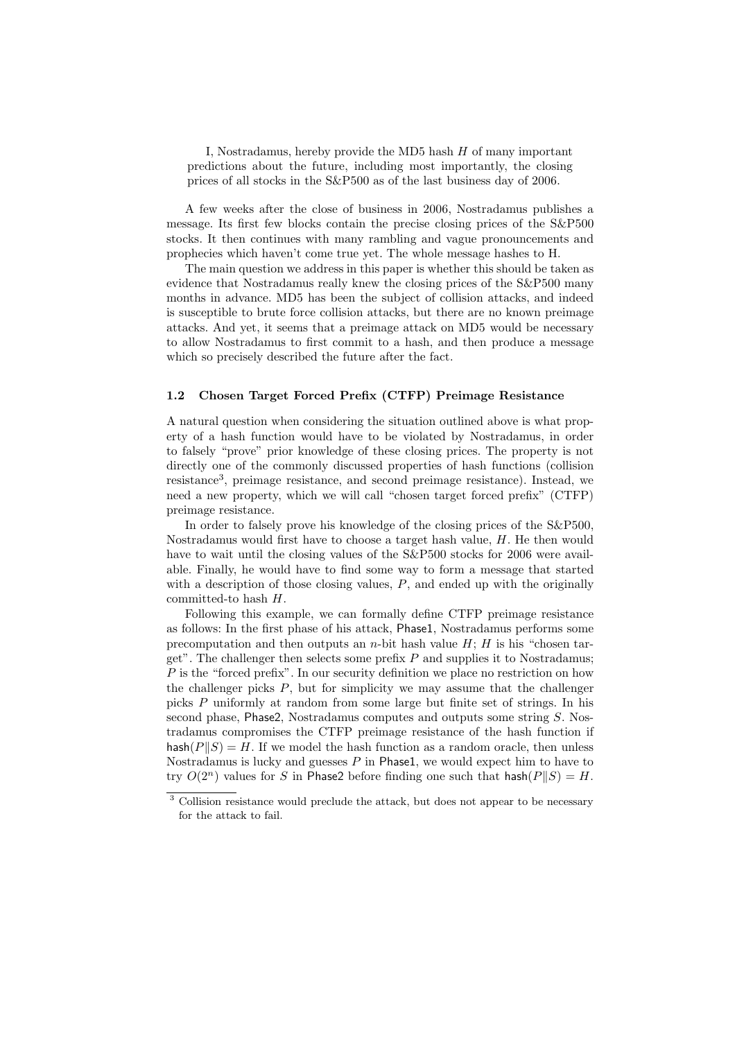> I, Nostradamus, hereby provide the MD5 hash $H$ of many important predictions about the future, including most importantly, the closing prices of all stocks in the S&P500 as of the last business day of 2006.

A few weeks after the close of business in 2006, Nostradamus publishes a message. Its first few blocks contain the precise closing prices of the S&P500 stocks. It then continues with many rambling and vague pronouncements and prophecies which haven't come true yet. The whole message hashes to H.

The main question we address in this paper is whether this should be taken as evidence that Nostradamus really knew the closing prices of the S&P500 many months in advance. MD5 has been the subject of collision attacks, and indeed is susceptible to brute force collision attacks, but there are no known preimage attacks. And yet, it seems that a preimage attack on MD5 would be necessary to allow Nostradamus to first commit to a hash, and then produce a message which so precisely described the future after the fact.

### 1.2 Chosen Target Forced Prefix (CTFP) Preimage Resistance

A natural question when considering the situation outlined above is what property of a hash function would have to be violated by Nostradamus, in order to falsely "prove" prior knowledge of these closing prices. The property is not directly one of the commonly discussed properties of hash functions (collision resistance[3], preimage resistance, and second preimage resistance). Instead, we need a new property, which we will call "chosen target forced prefix" (CTFP) preimage resistance.

In order to falsely prove his knowledge of the closing prices of the S&P500, Nostradamus would first have to choose a target hash value, $H$. He then would have to wait until the closing values of the S&P500 stocks for 2006 were available. Finally, he would have to find some way to form a message that started with a description of those closing values, $P$, and ended up with the originally committed-to hash $H$.

Following this example, we can formally define CTFP preimage resistance as follows: In the first phase of his attack, Phase1, Nostradamus performs some precomputation and then outputs an $n$-bit hash value $H$; $H$ is his "chosen target". The challenger then selects some prefix $P$ and supplies it to Nostradamus; $P$ is the "forced prefix". In our security definition we place no restriction on how the challenger picks $P$, but for simplicity we may assume that the challenger picks $P$ uniformly at random from some large but finite set of strings. In his second phase, Phase2, Nostradamus computes and outputs some string $S$. Nostradamus compromises the CTFP preimage resistance of the hash function if $\mathsf{hash}(P \| S) = H$. If we model the hash function as a random oracle, then unless Nostradamus is lucky and guesses $P$ in Phase1, we would expect him to have to try $O(2^n)$ values for $S$ in Phase2 before finding one such that $\mathsf{hash}(P \| S) = H$.

[3] Collision resistance would preclude the attack, but does not appear to be necessary for the attack to fail.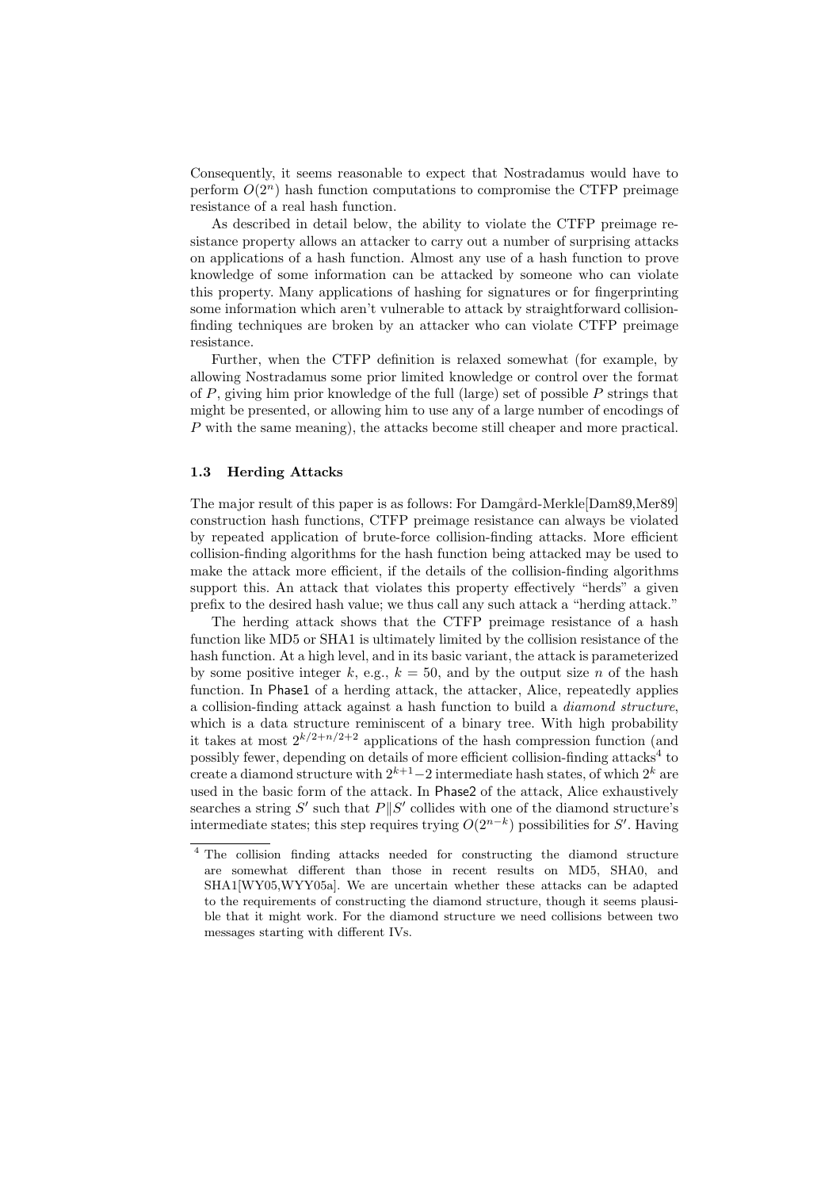Consequently, it seems reasonable to expect that Nostradamus would have to perform $O(2^n)$ hash function computations to compromise the CTFP preimage resistance of a real hash function.

As described in detail below, the ability to violate the CTFP preimage resistance property allows an attacker to carry out a number of surprising attacks on applications of a hash function. Almost any use of a hash function to prove knowledge of some information can be attacked by someone who can violate this property. Many applications of hashing for signatures or for fingerprinting some information which aren't vulnerable to attack by straightforward collision-finding techniques are broken by an attacker who can violate CTFP preimage resistance.

Further, when the CTFP definition is relaxed somewhat (for example, by allowing Nostradamus some prior limited knowledge or control over the format of $P$, giving him prior knowledge of the full (large) set of possible $P$ strings that might be presented, or allowing him to use any of a large number of encodings of $P$ with the same meaning), the attacks become still cheaper and more practical.

### 1.3 Herding Attacks

The major result of this paper is as follows: For Damgård-Merkle[Dam89,Mer89] construction hash functions, CTFP preimage resistance can always be violated by repeated application of brute-force collision-finding attacks. More efficient collision-finding algorithms for the hash function being attacked may be used to make the attack more efficient, if the details of the collision-finding algorithms support this. An attack that violates this property effectively "herds" a given prefix to the desired hash value; we thus call any such attack a "herding attack."

The herding attack shows that the CTFP preimage resistance of a hash function like MD5 or SHA1 is ultimately limited by the collision resistance of the hash function. At a high level, and in its basic variant, the attack is parameterized by some positive integer $k$, e.g., $k = 50$, and by the output size $n$ of the hash function. In Phase1 of a herding attack, the attacker, Alice, repeatedly applies a collision-finding attack against a hash function to build a *diamond structure*, which is a data structure reminiscent of a binary tree. With high probability it takes at most $2^{k/2+n/2+2}$ applications of the hash compression function (and possibly fewer, depending on details of more efficient collision-finding attacks[4] to create a diamond structure with $2^{k+1}-2$ intermediate hash states, of which $2^k$ are used in the basic form of the attack. In Phase2 of the attack, Alice exhaustively searches a string $S'$ such that $P \| S'$ collides with one of the diamond structure's intermediate states; this step requires trying $O(2^{n-k})$ possibilities for $S'$. Having

[4] The collision finding attacks needed for constructing the diamond structure are somewhat different than those in recent results on MD5, SHA0, and SHA1[WY05,WYY05a]. We are uncertain whether these attacks can be adapted to the requirements of constructing the diamond structure, though it seems plausible that it might work. For the diamond structure we need collisions between two messages starting with different IVs.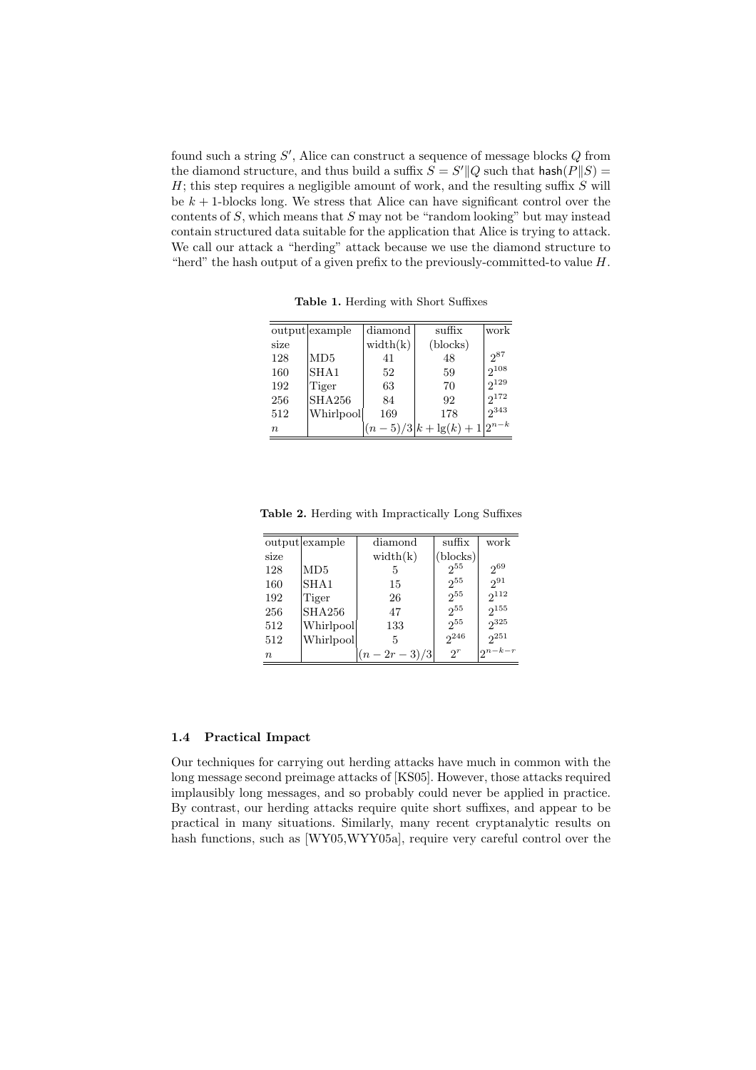found such a string $S'$, Alice can construct a sequence of message blocks $Q$ from the diamond structure, and thus build a suffix $S = S' \| Q$ such that $\mathsf{hash}(P \| S) = H$; this step requires a negligible amount of work, and the resulting suffix $S$ will be $k+1$-blocks long. We stress that Alice can have significant control over the contents of $S$, which means that $S$ may not be "random looking" but may instead contain structured data suitable for the application that Alice is trying to attack. We call our attack a "herding" attack because we use the diamond structure to "herd" the hash output of a given prefix to the previously-committed-to value $H$.

**Table 1.** Herding with Short Suffixes

| output size | example | diamond width(k) | suffix (blocks) | work |
|---|---|---|---|---|
| 128 | MD5 | 41 | 48 | $2^{87}$ |
| 160 | SHA1 | 52 | 59 | $2^{108}$ |
| 192 | Tiger | 63 | 70 | $2^{129}$ |
| 256 | SHA256 | 84 | 92 | $2^{172}$ |
| 512 | Whirlpool | 169 | 178 | $2^{343}$ |
| $n$ | | $(n-5)/3$ | $k + \lg(k) + 1$ | $2^{n-k}$ |

**Table 2.** Herding with Impractically Long Suffixes

| output size | example | diamond width(k) | suffix (blocks) | work |
|---|---|---|---|---|
| 128 | MD5 | 5 | $2^{55}$ | $2^{69}$ |
| 160 | SHA1 | 15 | $2^{55}$ | $2^{91}$ |
| 192 | Tiger | 26 | $2^{55}$ | $2^{112}$ |
| 256 | SHA256 | 47 | $2^{55}$ | $2^{155}$ |
| 512 | Whirlpool | 133 | $2^{55}$ | $2^{325}$ |
| 512 | Whirlpool | 5 | $2^{246}$ | $2^{251}$ |
| $n$ | | $(n-2r-3)/3$ | $2^{r}$ | $2^{n-k-r}$ |

### 1.4 Practical Impact

Our techniques for carrying out herding attacks have much in common with the long message second preimage attacks of [KS05]. However, those attacks required implausibly long messages, and so probably could never be applied in practice. By contrast, our herding attacks require quite short suffixes, and appear to be practical in many situations. Similarly, many recent cryptanalytic results on hash functions, such as [WY05,WYY05a], require very careful control over the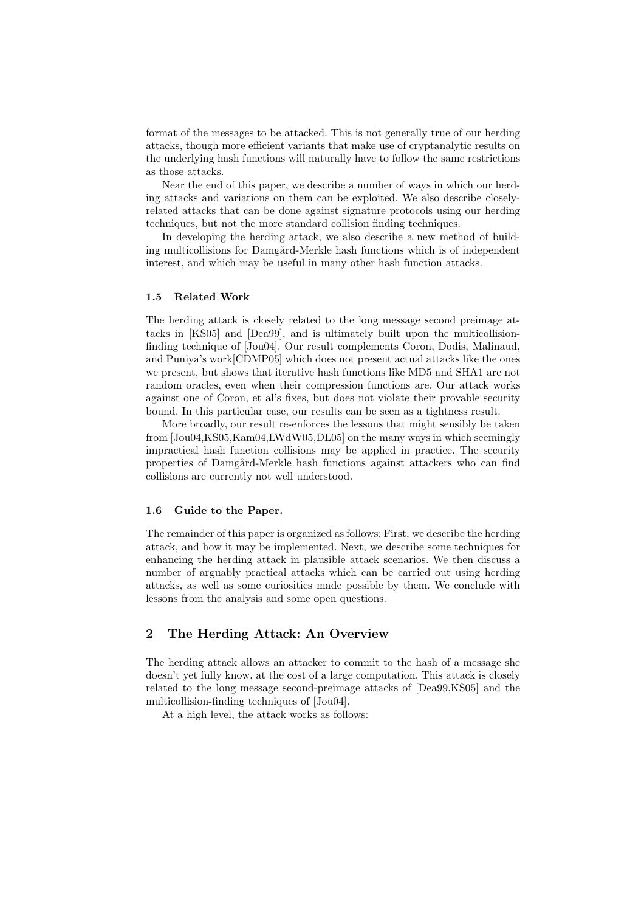format of the messages to be attacked. This is not generally true of our herding attacks, though more efficient variants that make use of cryptanalytic results on the underlying hash functions will naturally have to follow the same restrictions as those attacks.

Near the end of this paper, we describe a number of ways in which our herding attacks and variations on them can be exploited. We also describe closely-related attacks that can be done against signature protocols using our herding techniques, but not the more standard collision finding techniques.

In developing the herding attack, we also describe a new method of building multicollisions for Damgård-Merkle hash functions which is of independent interest, and which may be useful in many other hash function attacks.

### 1.5 Related Work

The herding attack is closely related to the long message second preimage attacks in [KS05] and [Dea99], and is ultimately built upon the multicollision-finding technique of [Jou04]. Our result complements Coron, Dodis, Malinaud, and Puniya's work[CDMP05] which does not present actual attacks like the ones we present, but shows that iterative hash functions like MD5 and SHA1 are not random oracles, even when their compression functions are. Our attack works against one of Coron, et al's fixes, but does not violate their provable security bound. In this particular case, our results can be seen as a tightness result.

More broadly, our result re-enforces the lessons that might sensibly be taken from [Jou04,KS05,Kam04,LWdW05,DL05] on the many ways in which seemingly impractical hash function collisions may be applied in practice. The security properties of Damgård-Merkle hash functions against attackers who can find collisions are currently not well understood.

### 1.6 Guide to the Paper.

The remainder of this paper is organized as follows: First, we describe the herding attack, and how it may be implemented. Next, we describe some techniques for enhancing the herding attack in plausible attack scenarios. We then discuss a number of arguably practical attacks which can be carried out using herding attacks, as well as some curiosities made possible by them. We conclude with lessons from the analysis and some open questions.

## 2 The Herding Attack: An Overview

The herding attack allows an attacker to commit to the hash of a message she doesn't yet fully know, at the cost of a large computation. This attack is closely related to the long message second-preimage attacks of [Dea99,KS05] and the multicollision-finding techniques of [Jou04].

At a high level, the attack works as follows: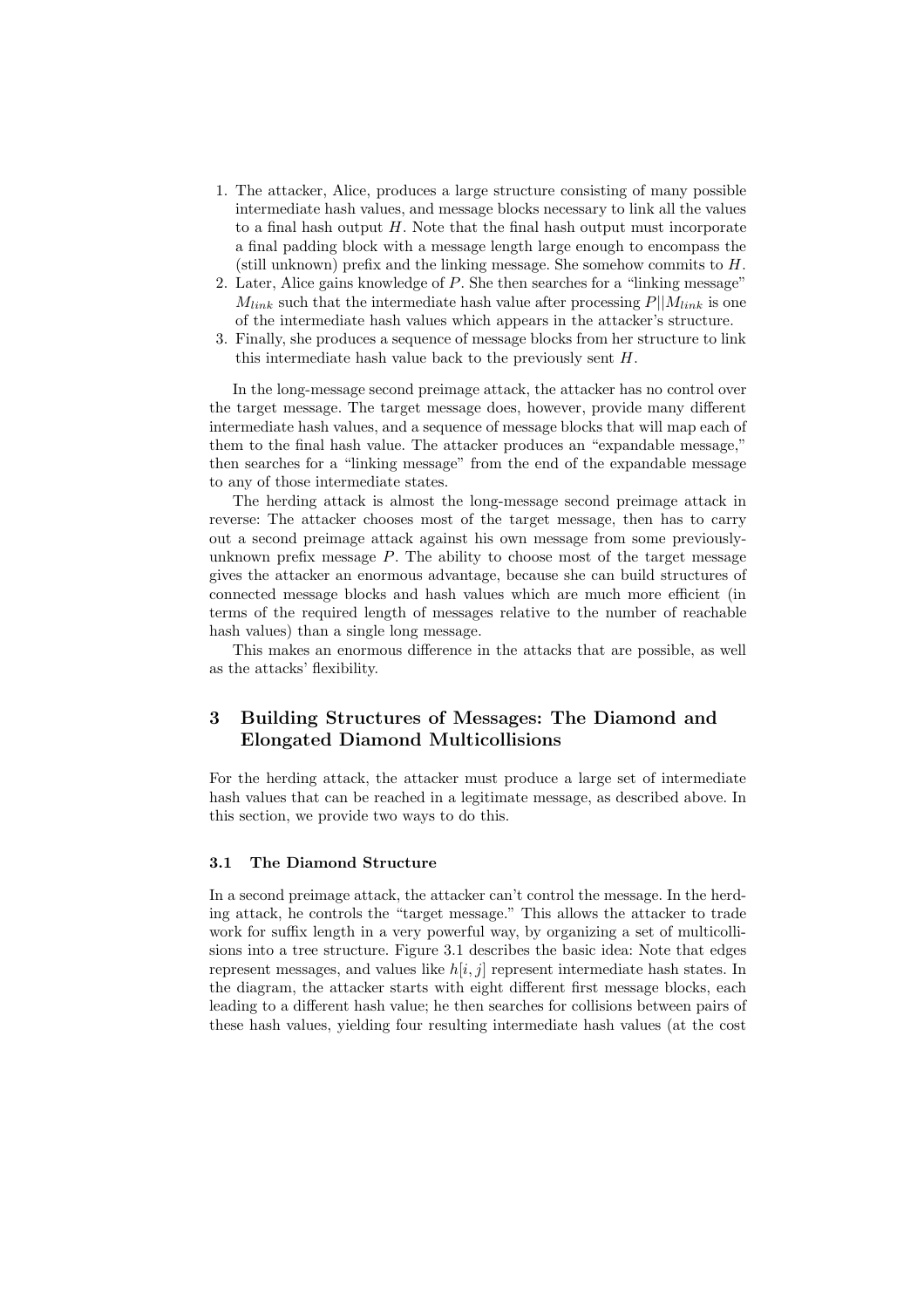1. The attacker, Alice, produces a large structure consisting of many possible intermediate hash values, and message blocks necessary to link all the values to a final hash output $H$. Note that the final hash output must incorporate a final padding block with a message length large enough to encompass the (still unknown) prefix and the linking message. She somehow commits to $H$.
2. Later, Alice gains knowledge of $P$. She then searches for a "linking message" $M_{link}$ such that the intermediate hash value after processing $P||M_{link}$ is one of the intermediate hash values which appears in the attacker's structure.
3. Finally, she produces a sequence of message blocks from her structure to link this intermediate hash value back to the previously sent $H$.

In the long-message second preimage attack, the attacker has no control over the target message. The target message does, however, provide many different intermediate hash values, and a sequence of message blocks that will map each of them to the final hash value. The attacker produces an "expandable message," then searches for a "linking message" from the end of the expandable message to any of those intermediate states.

The herding attack is almost the long-message second preimage attack in reverse: The attacker chooses most of the target message, then has to carry out a second preimage attack against his own message from some previously-unknown prefix message $P$. The ability to choose most of the target message gives the attacker an enormous advantage, because she can build structures of connected message blocks and hash values which are much more efficient (in terms of the required length of messages relative to the number of reachable hash values) than a single long message.

This makes an enormous difference in the attacks that are possible, as well as the attacks' flexibility.

## 3 Building Structures of Messages: The Diamond and Elongated Diamond Multicollisions

For the herding attack, the attacker must produce a large set of intermediate hash values that can be reached in a legitimate message, as described above. In this section, we provide two ways to do this.

### 3.1 The Diamond Structure

In a second preimage attack, the attacker can't control the message. In the herding attack, he controls the "target message." This allows the attacker to trade work for suffix length in a very powerful way, by organizing a set of multicollisions into a tree structure. Figure 3.1 describes the basic idea: Note that edges represent messages, and values like $h[i, j]$ represent intermediate hash states. In the diagram, the attacker starts with eight different first message blocks, each leading to a different hash value; he then searches for collisions between pairs of these hash values, yielding four resulting intermediate hash values (at the cost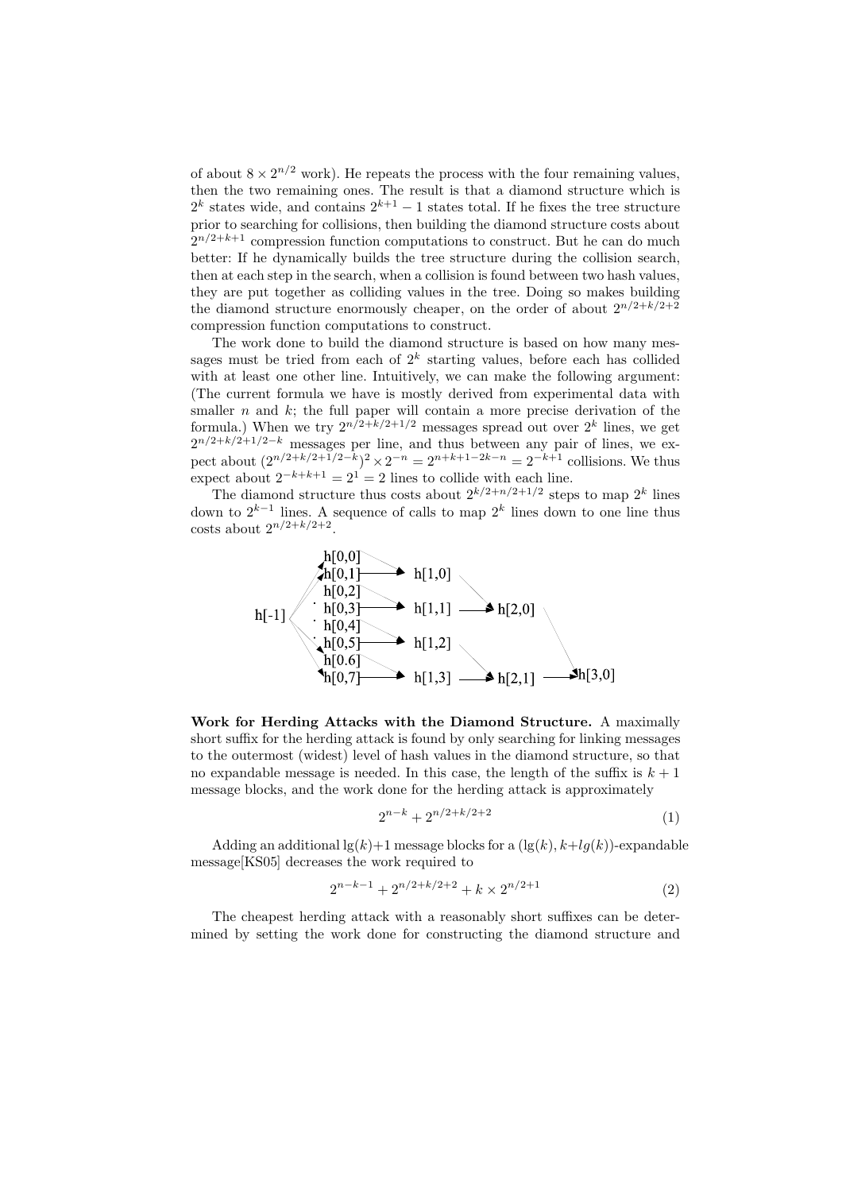of about $8 \times 2^{n/2}$ work). He repeats the process with the four remaining values, then the two remaining ones. The result is that a diamond structure which is $2^k$ states wide, and contains $2^{k+1} - 1$ states total. If he fixes the tree structure prior to searching for collisions, then building the diamond structure costs about $2^{n/2+k+1}$ compression function computations to construct. But he can do much better: If he dynamically builds the tree structure during the collision search, then at each step in the search, when a collision is found between two hash values, they are put together as colliding values in the tree. Doing so makes building the diamond structure enormously cheaper, on the order of about $2^{n/2+k/2+2}$ compression function computations to construct.

The work done to build the diamond structure is based on how many messages must be tried from each of $2^k$ starting values, before each has collided with at least one other line. Intuitively, we can make the following argument: (The current formula we have is mostly derived from experimental data with smaller $n$ and $k$; the full paper will contain a more precise derivation of the formula.) When we try $2^{n/2+k/2+1/2}$ messages spread out over $2^k$ lines, we get $2^{n/2+k/2+1/2-k}$ messages per line, and thus between any pair of lines, we expect about $(2^{n/2+k/2+1/2-k})^2 \times 2^{-n} = 2^{n+k+1-2k-n} = 2^{-k+1}$ collisions. We thus expect about $2^{-k+k+1} = 2^1 = 2$ lines to collide with each line.

The diamond structure thus costs about $2^{k/2+n/2+1/2}$ steps to map $2^k$ lines down to $2^{k-1}$ lines. A sequence of calls to map $2^k$ lines down to one line thus costs about $2^{n/2+k/2+2}$.

h[-1] → h[0,0], h[0,1], h[0,2], h[0,3], h[0,4], h[0,5], h[0.6], h[0,7] → h[1,0], h[1,1], h[1,2], h[1,3] → h[2,0], h[2,1] → h[3,0]

**Work for Herding Attacks with the Diamond Structure.** A maximally short suffix for the herding attack is found by only searching for linking messages to the outermost (widest) level of hash values in the diamond structure, so that no expandable message is needed. In this case, the length of the suffix is $k+1$ message blocks, and the work done for the herding attack is approximately

$$2^{n-k} + 2^{n/2+k/2+2} \tag{1}$$

Adding an additional $\lg(k)+1$ message blocks for a $(\lg(k), k+lg(k))$-expandable message[KS05] decreases the work required to

$$2^{n-k-1} + 2^{n/2+k/2+2} + k \times 2^{n/2+1} \tag{2}$$

The cheapest herding attack with a reasonably short suffixes can be determined by setting the work done for constructing the diamond structure and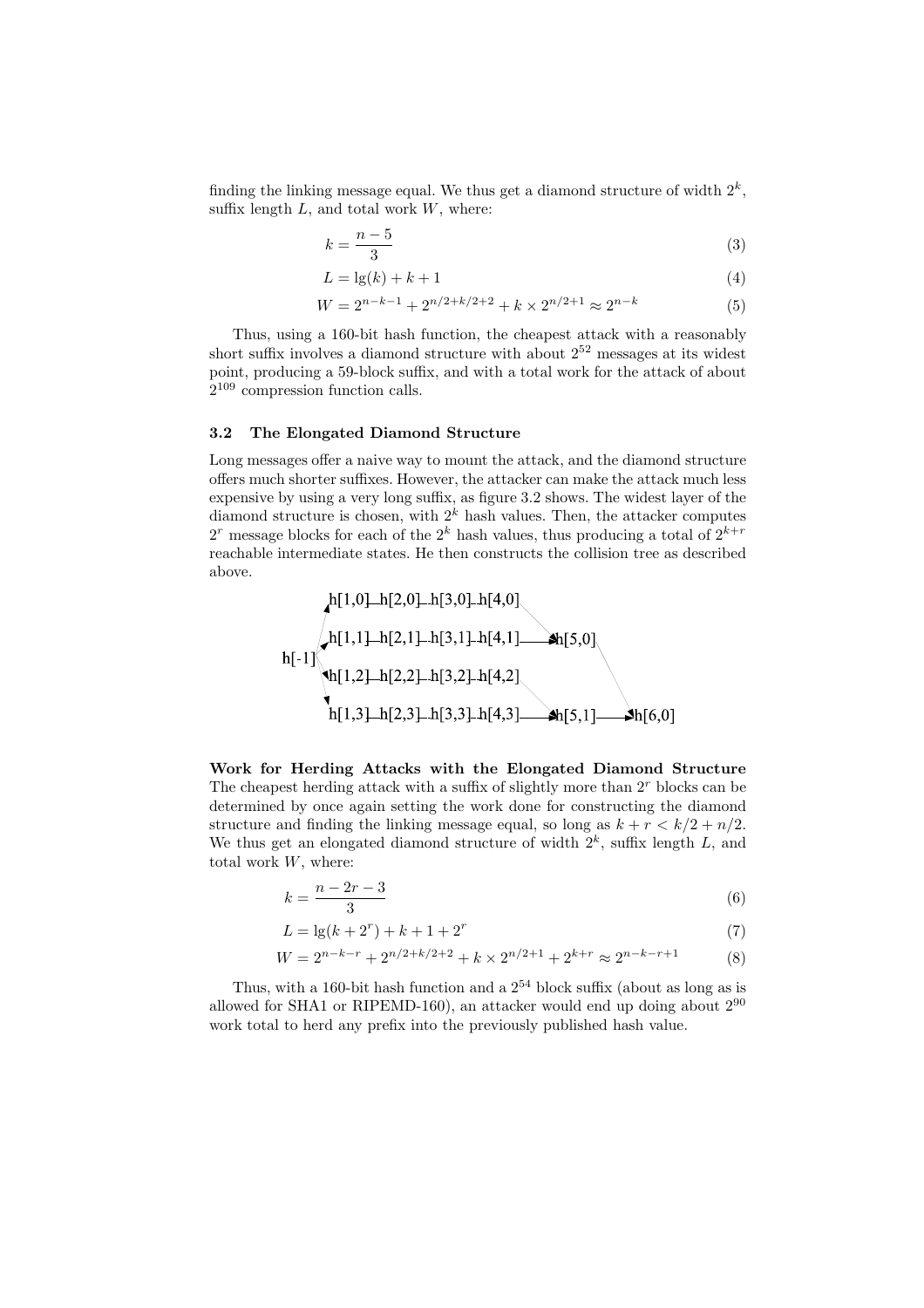finding the linking message equal. We thus get a diamond structure of width $2^k$, suffix length $L$, and total work $W$, where:

$$k = \frac{n-5}{3} \tag{3}$$

$$L = \lg(k) + k + 1 \tag{4}$$

$$W = 2^{n-k-1} + 2^{n/2+k/2+2} + k \times 2^{n/2+1} \approx 2^{n-k} \tag{5}$$

Thus, using a 160-bit hash function, the cheapest attack with a reasonably short suffix involves a diamond structure with about $2^{52}$ messages at its widest point, producing a 59-block suffix, and with a total work for the attack of about $2^{109}$ compression function calls.

### 3.2 The Elongated Diamond Structure

Long messages offer a naive way to mount the attack, and the diamond structure offers much shorter suffixes. However, the attacker can make the attack much less expensive by using a very long suffix, as figure 3.2 shows. The widest layer of the diamond structure is chosen, with $2^k$ hash values. Then, the attacker computes $2^r$ message blocks for each of the $2^k$ hash values, thus producing a total of $2^{k+r}$ reachable intermediate states. He then constructs the collision tree as described above.

**Work for Herding Attacks with the Elongated Diamond Structure** The cheapest herding attack with a suffix of slightly more than $2^r$ blocks can be determined by once again setting the work done for constructing the diamond structure and finding the linking message equal, so long as $k + r < k/2 + n/2$. We thus get an elongated diamond structure of width $2^k$, suffix length $L$, and total work $W$, where:

$$k = \frac{n-2r-3}{3} \tag{6}$$

$$L = \lg(k + 2^r) + k + 1 + 2^r \tag{7}$$

$$W = 2^{n-k-r} + 2^{n/2+k/2+2} + k \times 2^{n/2+1} + 2^{k+r} \approx 2^{n-k-r+1} \tag{8}$$

Thus, with a 160-bit hash function and a $2^{54}$ block suffix (about as long as is allowed for SHA1 or RIPEMD-160), an attacker would end up doing about $2^{90}$ work total to herd any prefix into the previously published hash value.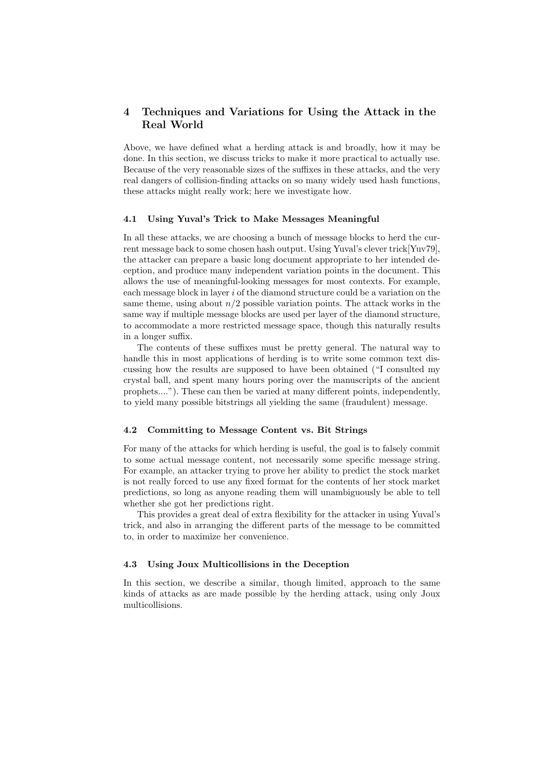## 4 Techniques and Variations for Using the Attack in the Real World

Above, we have defined what a herding attack is and broadly, how it may be done. In this section, we discuss tricks to make it more practical to actually use. Because of the very reasonable sizes of the suffixes in these attacks, and the very real dangers of collision-finding attacks on so many widely used hash functions, these attacks might really work; here we investigate how.

### 4.1 Using Yuval's Trick to Make Messages Meaningful

In all these attacks, we are choosing a bunch of message blocks to herd the current message back to some chosen hash output. Using Yuval's clever trick[Yuv79], the attacker can prepare a basic long document appropriate to her intended deception, and produce many independent variation points in the document. This allows the use of meaningful-looking messages for most contexts. For example, each message block in layer $i$ of the diamond structure could be a variation on the same theme, using about $n/2$ possible variation points. The attack works in the same way if multiple message blocks are used per layer of the diamond structure, to accommodate a more restricted message space, though this naturally results in a longer suffix.

The contents of these suffixes must be pretty general. The natural way to handle this in most applications of herding is to write some common text discussing how the results are supposed to have been obtained ("I consulted my crystal ball, and spent many hours poring over the manuscripts of the ancient prophets...."). These can then be varied at many different points, independently, to yield many possible bitstrings all yielding the same (fraudulent) message.

### 4.2 Committing to Message Content vs. Bit Strings

For many of the attacks for which herding is useful, the goal is to falsely commit to some actual message content, not necessarily some specific message string. For example, an attacker trying to prove her ability to predict the stock market is not really forced to use any fixed format for the contents of her stock market predictions, so long as anyone reading them will unambiguously be able to tell whether she got her predictions right.

This provides a great deal of extra flexibility for the attacker in using Yuval's trick, and also in arranging the different parts of the message to be committed to, in order to maximize her convenience.

### 4.3 Using Joux Multicollisions in the Deception

In this section, we describe a similar, though limited, approach to the same kinds of attacks as are made possible by the herding attack, using only Joux multicollisions.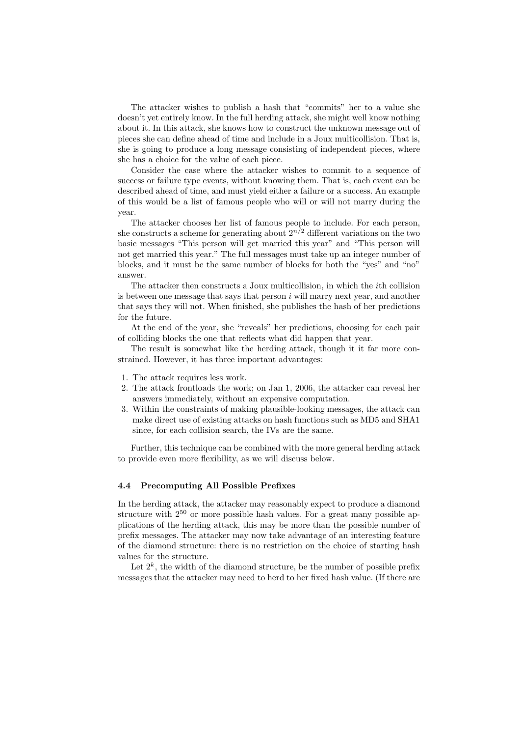The attacker wishes to publish a hash that "commits" her to a value she doesn't yet entirely know. In the full herding attack, she might well know nothing about it. In this attack, she knows how to construct the unknown message out of pieces she can define ahead of time and include in a Joux multicollision. That is, she is going to produce a long message consisting of independent pieces, where she has a choice for the value of each piece.

Consider the case where the attacker wishes to commit to a sequence of success or failure type events, without knowing them. That is, each event can be described ahead of time, and must yield either a failure or a success. An example of this would be a list of famous people who will or will not marry during the year.

The attacker chooses her list of famous people to include. For each person, she constructs a scheme for generating about $2^{n/2}$ different variations on the two basic messages "This person will get married this year" and "This person will not get married this year." The full messages must take up an integer number of blocks, and it must be the same number of blocks for both the "yes" and "no" answer.

The attacker then constructs a Joux multicollision, in which the $i$th collision is between one message that says that person $i$ will marry next year, and another that says they will not. When finished, she publishes the hash of her predictions for the future.

At the end of the year, she "reveals" her predictions, choosing for each pair of colliding blocks the one that reflects what did happen that year.

The result is somewhat like the herding attack, though it it far more constrained. However, it has three important advantages:

1. The attack requires less work.
2. The attack frontloads the work; on Jan 1, 2006, the attacker can reveal her answers immediately, without an expensive computation.
3. Within the constraints of making plausible-looking messages, the attack can make direct use of existing attacks on hash functions such as MD5 and SHA1 since, for each collision search, the IVs are the same.

Further, this technique can be combined with the more general herding attack to provide even more flexibility, as we will discuss below.

### 4.4 Precomputing All Possible Prefixes

In the herding attack, the attacker may reasonably expect to produce a diamond structure with $2^{50}$ or more possible hash values. For a great many possible applications of the herding attack, this may be more than the possible number of prefix messages. The attacker may now take advantage of an interesting feature of the diamond structure: there is no restriction on the choice of starting hash values for the structure.

Let $2^k$, the width of the diamond structure, be the number of possible prefix messages that the attacker may need to herd to her fixed hash value. (If there are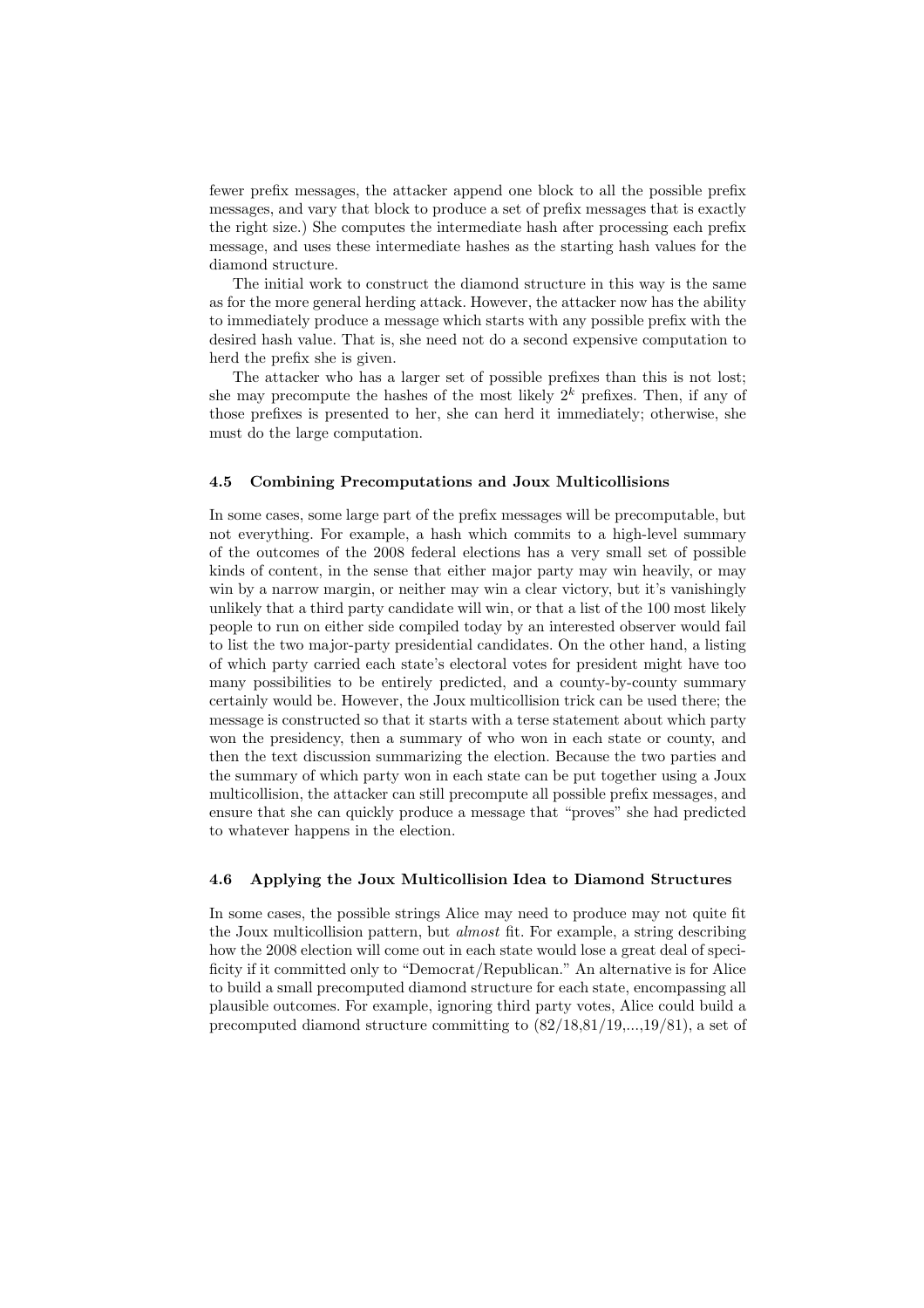fewer prefix messages, the attacker append one block to all the possible prefix messages, and vary that block to produce a set of prefix messages that is exactly the right size.) She computes the intermediate hash after processing each prefix message, and uses these intermediate hashes as the starting hash values for the diamond structure.

The initial work to construct the diamond structure in this way is the same as for the more general herding attack. However, the attacker now has the ability to immediately produce a message which starts with any possible prefix with the desired hash value. That is, she need not do a second expensive computation to herd the prefix she is given.

The attacker who has a larger set of possible prefixes than this is not lost; she may precompute the hashes of the most likely $2^k$ prefixes. Then, if any of those prefixes is presented to her, she can herd it immediately; otherwise, she must do the large computation.

### 4.5 Combining Precomputations and Joux Multicollisions

In some cases, some large part of the prefix messages will be precomputable, but not everything. For example, a hash which commits to a high-level summary of the outcomes of the 2008 federal elections has a very small set of possible kinds of content, in the sense that either major party may win heavily, or may win by a narrow margin, or neither may win a clear victory, but it's vanishingly unlikely that a third party candidate will win, or that a list of the 100 most likely people to run on either side compiled today by an interested observer would fail to list the two major-party presidential candidates. On the other hand, a listing of which party carried each state's electoral votes for president might have too many possibilities to be entirely predicted, and a county-by-county summary certainly would be. However, the Joux multicollision trick can be used there; the message is constructed so that it starts with a terse statement about which party won the presidency, then a summary of who won in each state or county, and then the text discussion summarizing the election. Because the two parties and the summary of which party won in each state can be put together using a Joux multicollision, the attacker can still precompute all possible prefix messages, and ensure that she can quickly produce a message that "proves" she had predicted to whatever happens in the election.

### 4.6 Applying the Joux Multicollision Idea to Diamond Structures

In some cases, the possible strings Alice may need to produce may not quite fit the Joux multicollision pattern, but *almost* fit. For example, a string describing how the 2008 election will come out in each state would lose a great deal of specificity if it committed only to "Democrat/Republican." An alternative is for Alice to build a small precomputed diamond structure for each state, encompassing all plausible outcomes. For example, ignoring third party votes, Alice could build a precomputed diamond structure committing to (82/18,81/19,...,19/81), a set of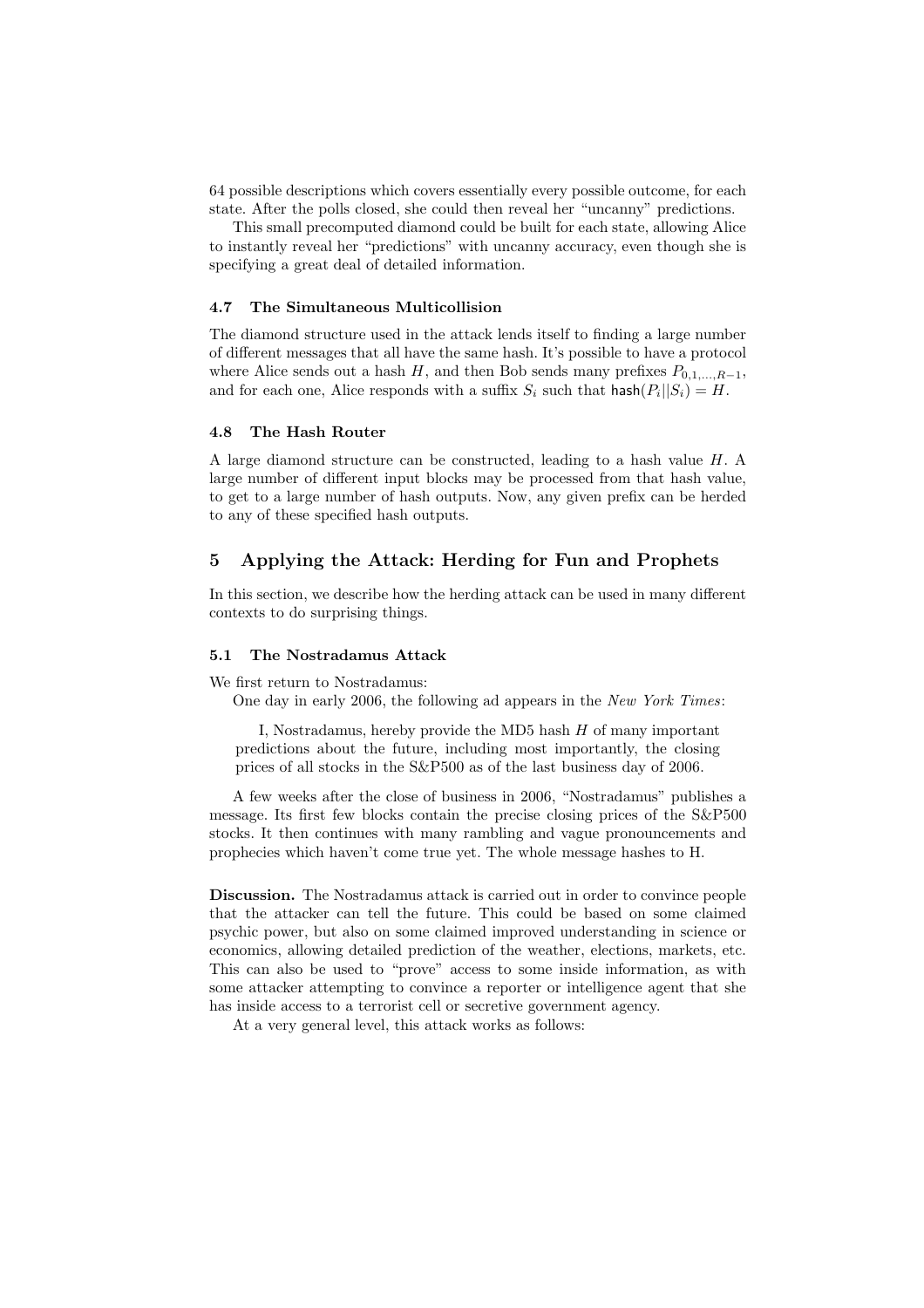64 possible descriptions which covers essentially every possible outcome, for each state. After the polls closed, she could then reveal her "uncanny" predictions.

This small precomputed diamond could be built for each state, allowing Alice to instantly reveal her "predictions" with uncanny accuracy, even though she is specifying a great deal of detailed information.

### 4.7 The Simultaneous Multicollision

The diamond structure used in the attack lends itself to finding a large number of different messages that all have the same hash. It's possible to have a protocol where Alice sends out a hash $H$, and then Bob sends many prefixes $P_{0,1,\ldots,R-1}$, and for each one, Alice responds with a suffix $S_i$ such that $\mathsf{hash}(P_i||S_i) = H$.

### 4.8 The Hash Router

A large diamond structure can be constructed, leading to a hash value $H$. A large number of different input blocks may be processed from that hash value, to get to a large number of hash outputs. Now, any given prefix can be herded to any of these specified hash outputs.

## 5 Applying the Attack: Herding for Fun and Prophets

In this section, we describe how the herding attack can be used in many different contexts to do surprising things.

### 5.1 The Nostradamus Attack

We first return to Nostradamus:

One day in early 2006, the following ad appears in the *New York Times*:

> I, Nostradamus, hereby provide the MD5 hash $H$ of many important predictions about the future, including most importantly, the closing prices of all stocks in the S&P500 as of the last business day of 2006.

A few weeks after the close of business in 2006, "Nostradamus" publishes a message. Its first few blocks contain the precise closing prices of the S&P500 stocks. It then continues with many rambling and vague pronouncements and prophecies which haven't come true yet. The whole message hashes to H.

**Discussion.** The Nostradamus attack is carried out in order to convince people that the attacker can tell the future. This could be based on some claimed psychic power, but also on some claimed improved understanding in science or economics, allowing detailed prediction of the weather, elections, markets, etc. This can also be used to "prove" access to some inside information, as with some attacker attempting to convince a reporter or intelligence agent that she has inside access to a terrorist cell or secretive government agency.

At a very general level, this attack works as follows: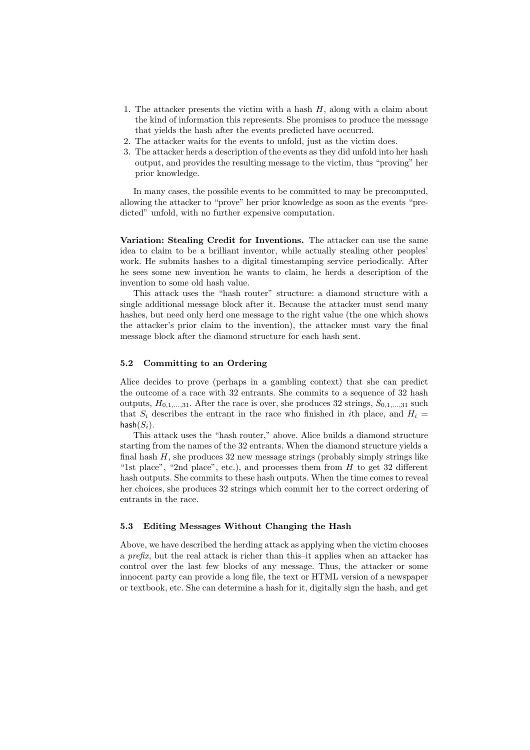1. The attacker presents the victim with a hash $H$, along with a claim about the kind of information this represents. She promises to produce the message that yields the hash after the events predicted have occurred.
2. The attacker waits for the events to unfold, just as the victim does.
3. The attacker herds a description of the events as they did unfold into her hash output, and provides the resulting message to the victim, thus "proving" her prior knowledge.

In many cases, the possible events to be committed to may be precomputed, allowing the attacker to "prove" her prior knowledge as soon as the events "predicted" unfold, with no further expensive computation.

**Variation: Stealing Credit for Inventions.** The attacker can use the same idea to claim to be a brilliant inventor, while actually stealing other peoples' work. He submits hashes to a digital timestamping service periodically. After he sees some new invention he wants to claim, he herds a description of the invention to some old hash value.

This attack uses the "hash router" structure: a diamond structure with a single additional message block after it. Because the attacker must send many hashes, but need only herd one message to the right value (the one which shows the attacker's prior claim to the invention), the attacker must vary the final message block after the diamond structure for each hash sent.

### 5.2 Committing to an Ordering

Alice decides to prove (perhaps in a gambling context) that she can predict the outcome of a race with 32 entrants. She commits to a sequence of 32 hash outputs, $H_{0,1,\ldots,31}$. After the race is over, she produces 32 strings, $S_{0,1,\ldots,31}$ such that $S_i$ describes the entrant in the race who finished in $i$th place, and $H_i = \mathsf{hash}(S_i)$.

This attack uses the "hash router," above. Alice builds a diamond structure starting from the names of the 32 entrants. When the diamond structure yields a final hash $H$, she produces 32 new message strings (probably simply strings like "1st place", "2nd place", etc.), and processes them from $H$ to get 32 different hash outputs. She commits to these hash outputs. When the time comes to reveal her choices, she produces 32 strings which commit her to the correct ordering of entrants in the race.

### 5.3 Editing Messages Without Changing the Hash

Above, we have described the herding attack as applying when the victim chooses a *prefix*, but the real attack is richer than this–it applies when an attacker has control over the last few blocks of any message. Thus, the attacker or some innocent party can provide a long file, the text or HTML version of a newspaper or textbook, etc. She can determine a hash for it, digitally sign the hash, and get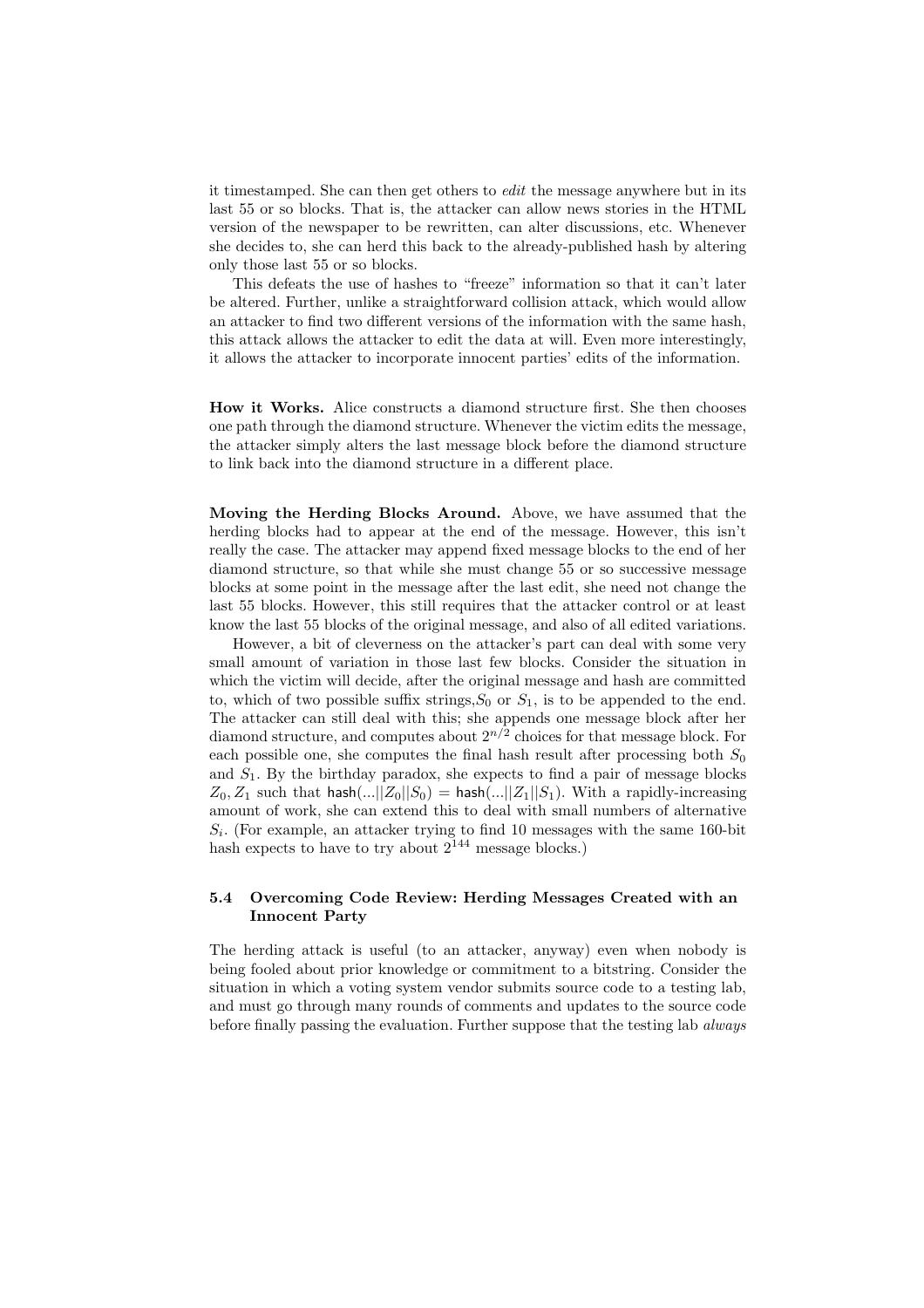it timestamped. She can then get others to *edit* the message anywhere but in its last 55 or so blocks. That is, the attacker can allow news stories in the HTML version of the newspaper to be rewritten, can alter discussions, etc. Whenever she decides to, she can herd this back to the already-published hash by altering only those last 55 or so blocks.

This defeats the use of hashes to "freeze" information so that it can't later be altered. Further, unlike a straightforward collision attack, which would allow an attacker to find two different versions of the information with the same hash, this attack allows the attacker to edit the data at will. Even more interestingly, it allows the attacker to incorporate innocent parties' edits of the information.

**How it Works.** Alice constructs a diamond structure first. She then chooses one path through the diamond structure. Whenever the victim edits the message, the attacker simply alters the last message block before the diamond structure to link back into the diamond structure in a different place.

**Moving the Herding Blocks Around.** Above, we have assumed that the herding blocks had to appear at the end of the message. However, this isn't really the case. The attacker may append fixed message blocks to the end of her diamond structure, so that while she must change 55 or so successive message blocks at some point in the message after the last edit, she need not change the last 55 blocks. However, this still requires that the attacker control or at least know the last 55 blocks of the original message, and also of all edited variations.

However, a bit of cleverness on the attacker's part can deal with some very small amount of variation in those last few blocks. Consider the situation in which the victim will decide, after the original message and hash are committed to, which of two possible suffix strings, $S_0$ or $S_1$, is to be appended to the end. The attacker can still deal with this; she appends one message block after her diamond structure, and computes about $2^{n/2}$ choices for that message block. For each possible one, she computes the final hash result after processing both $S_0$ and $S_1$. By the birthday paradox, she expects to find a pair of message blocks $Z_0, Z_1$ such that $\mathsf{hash}(...||Z_0||S_0) = \mathsf{hash}(...||Z_1||S_1)$. With a rapidly-increasing amount of work, she can extend this to deal with small numbers of alternative $S_i$. (For example, an attacker trying to find 10 messages with the same 160-bit hash expects to have to try about $2^{144}$ message blocks.)

### 5.4 Overcoming Code Review: Herding Messages Created with an Innocent Party

The herding attack is useful (to an attacker, anyway) even when nobody is being fooled about prior knowledge or commitment to a bitstring. Consider the situation in which a voting system vendor submits source code to a testing lab, and must go through many rounds of comments and updates to the source code before finally passing the evaluation. Further suppose that the testing lab *always*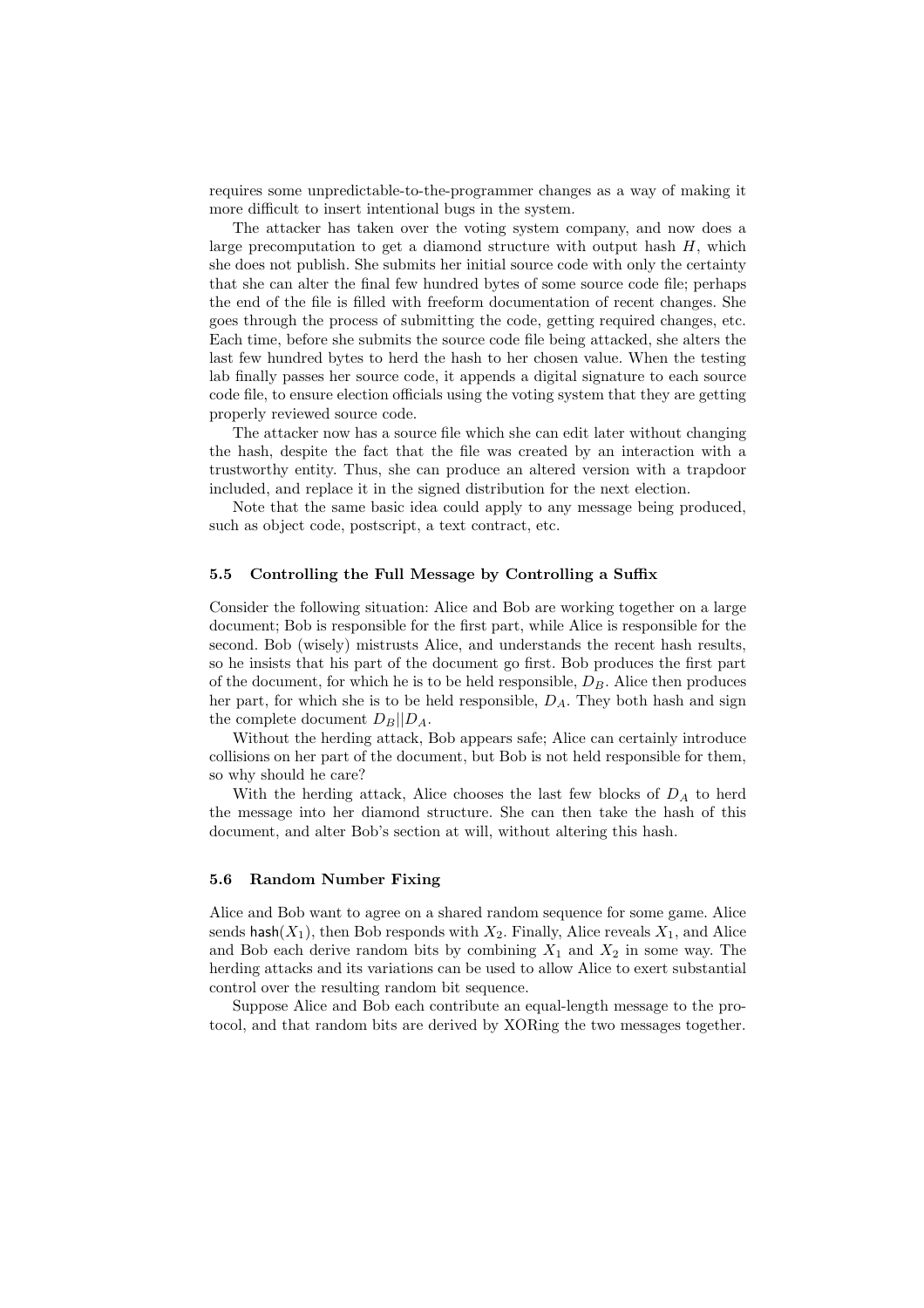requires some unpredictable-to-the-programmer changes as a way of making it more difficult to insert intentional bugs in the system.

The attacker has taken over the voting system company, and now does a large precomputation to get a diamond structure with output hash $H$, which she does not publish. She submits her initial source code with only the certainty that she can alter the final few hundred bytes of some source code file; perhaps the end of the file is filled with freeform documentation of recent changes. She goes through the process of submitting the code, getting required changes, etc. Each time, before she submits the source code file being attacked, she alters the last few hundred bytes to herd the hash to her chosen value. When the testing lab finally passes her source code, it appends a digital signature to each source code file, to ensure election officials using the voting system that they are getting properly reviewed source code.

The attacker now has a source file which she can edit later without changing the hash, despite the fact that the file was created by an interaction with a trustworthy entity. Thus, she can produce an altered version with a trapdoor included, and replace it in the signed distribution for the next election.

Note that the same basic idea could apply to any message being produced, such as object code, postscript, a text contract, etc.

### 5.5 Controlling the Full Message by Controlling a Suffix

Consider the following situation: Alice and Bob are working together on a large document; Bob is responsible for the first part, while Alice is responsible for the second. Bob (wisely) mistrusts Alice, and understands the recent hash results, so he insists that his part of the document go first. Bob produces the first part of the document, for which he is to be held responsible, $D_B$. Alice then produces her part, for which she is to be held responsible, $D_A$. They both hash and sign the complete document $D_B||D_A$.

Without the herding attack, Bob appears safe; Alice can certainly introduce collisions on her part of the document, but Bob is not held responsible for them, so why should he care?

With the herding attack, Alice chooses the last few blocks of $D_A$ to herd the message into her diamond structure. She can then take the hash of this document, and alter Bob's section at will, without altering this hash.

### 5.6 Random Number Fixing

Alice and Bob want to agree on a shared random sequence for some game. Alice sends $\mathsf{hash}(X_1)$, then Bob responds with $X_2$. Finally, Alice reveals $X_1$, and Alice and Bob each derive random bits by combining $X_1$ and $X_2$ in some way. The herding attacks and its variations can be used to allow Alice to exert substantial control over the resulting random bit sequence.

Suppose Alice and Bob each contribute an equal-length message to the protocol, and that random bits are derived by XORing the two messages together.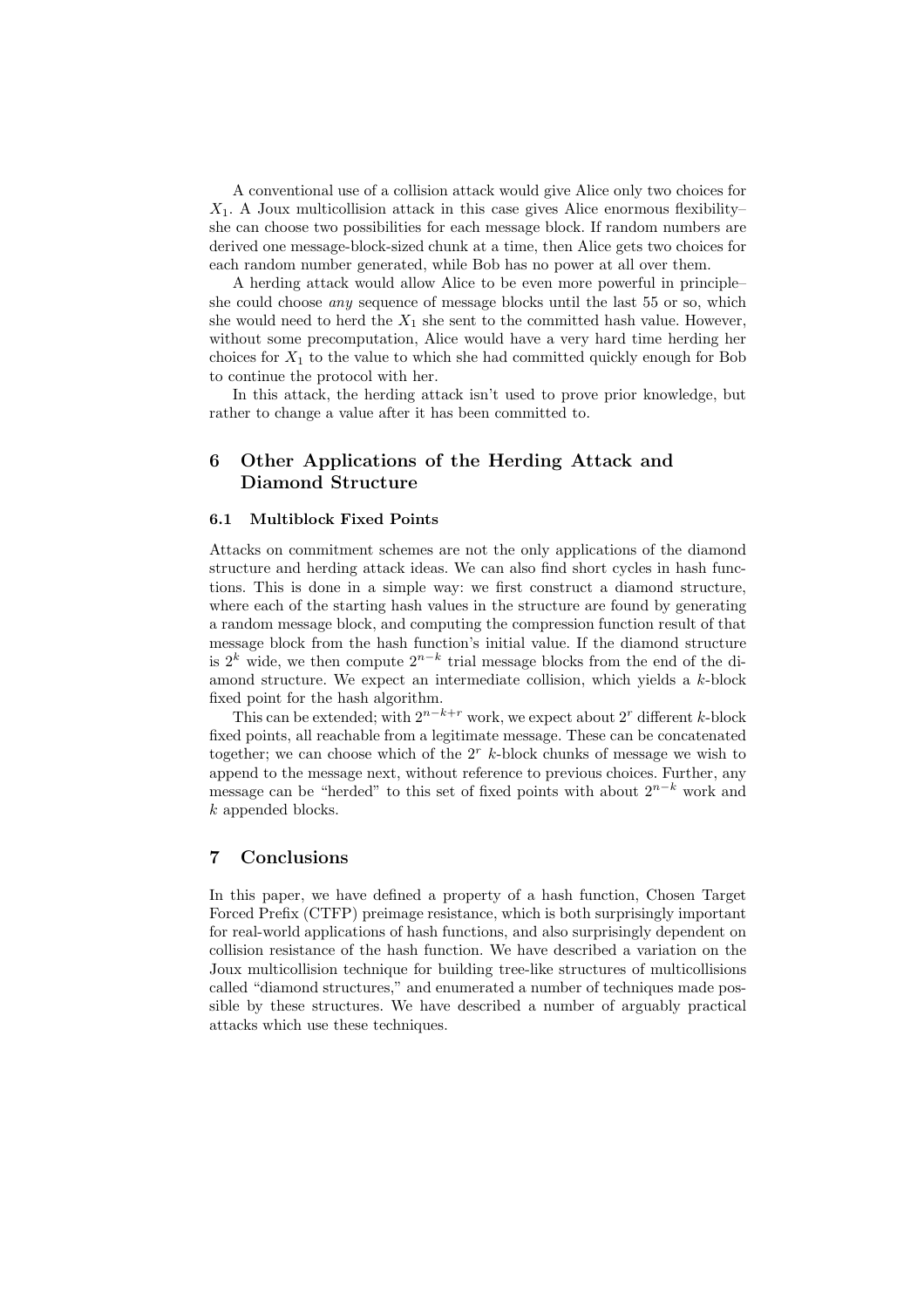A conventional use of a collision attack would give Alice only two choices for $X_1$. A Joux multicollision attack in this case gives Alice enormous flexibility– she can choose two possibilities for each message block. If random numbers are derived one message-block-sized chunk at a time, then Alice gets two choices for each random number generated, while Bob has no power at all over them.

A herding attack would allow Alice to be even more powerful in principle– she could choose *any* sequence of message blocks until the last 55 or so, which she would need to herd the $X_1$ she sent to the committed hash value. However, without some precomputation, Alice would have a very hard time herding her choices for $X_1$ to the value to which she had committed quickly enough for Bob to continue the protocol with her.

In this attack, the herding attack isn't used to prove prior knowledge, but rather to change a value after it has been committed to.

## 6 Other Applications of the Herding Attack and Diamond Structure

### 6.1 Multiblock Fixed Points

Attacks on commitment schemes are not the only applications of the diamond structure and herding attack ideas. We can also find short cycles in hash functions. This is done in a simple way: we first construct a diamond structure, where each of the starting hash values in the structure are found by generating a random message block, and computing the compression function result of that message block from the hash function's initial value. If the diamond structure is $2^k$ wide, we then compute $2^{n-k}$ trial message blocks from the end of the diamond structure. We expect an intermediate collision, which yields a $k$-block fixed point for the hash algorithm.

This can be extended; with $2^{n-k+r}$ work, we expect about $2^r$ different $k$-block fixed points, all reachable from a legitimate message. These can be concatenated together; we can choose which of the $2^r$ $k$-block chunks of message we wish to append to the message next, without reference to previous choices. Further, any message can be "herded" to this set of fixed points with about $2^{n-k}$ work and $k$ appended blocks.

## 7 Conclusions

In this paper, we have defined a property of a hash function, Chosen Target Forced Prefix (CTFP) preimage resistance, which is both surprisingly important for real-world applications of hash functions, and also surprisingly dependent on collision resistance of the hash function. We have described a variation on the Joux multicollision technique for building tree-like structures of multicollisions called "diamond structures," and enumerated a number of techniques made possible by these structures. We have described a number of arguably practical attacks which use these techniques.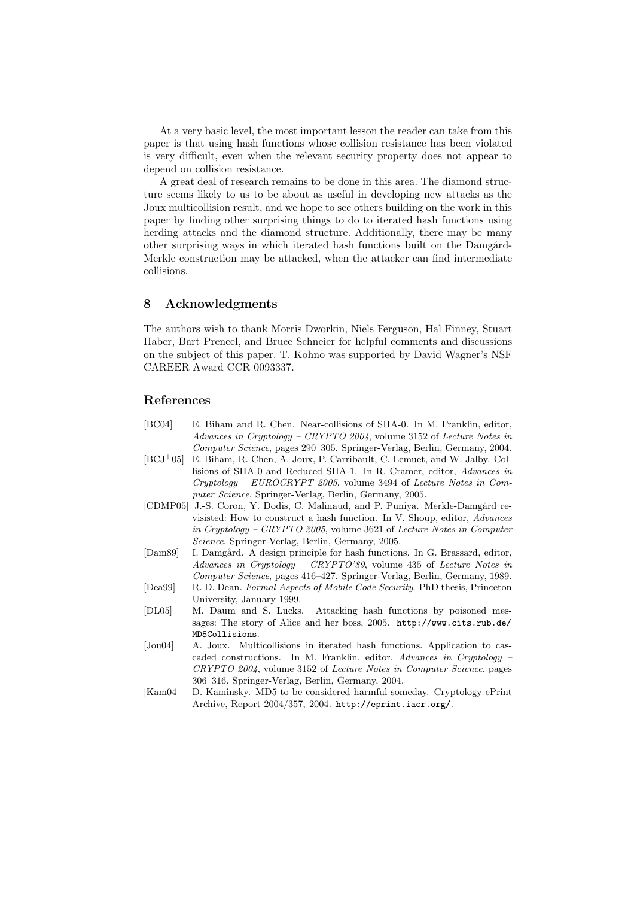At a very basic level, the most important lesson the reader can take from this paper is that using hash functions whose collision resistance has been violated is very difficult, even when the relevant security property does not appear to depend on collision resistance.

A great deal of research remains to be done in this area. The diamond structure seems likely to us to be about as useful in developing new attacks as the Joux multicollision result, and we hope to see others building on the work in this paper by finding other surprising things to do to iterated hash functions using herding attacks and the diamond structure. Additionally, there may be many other surprising ways in which iterated hash functions built on the Damgård-Merkle construction may be attacked, when the attacker can find intermediate collisions.

## 8 Acknowledgments

The authors wish to thank Morris Dworkin, Niels Ferguson, Hal Finney, Stuart Haber, Bart Preneel, and Bruce Schneier for helpful comments and discussions on the subject of this paper. T. Kohno was supported by David Wagner's NSF CAREER Award CCR 0093337.

## References

[BC04] E. Biham and R. Chen. Near-collisions of SHA-0. In M. Franklin, editor, *Advances in Cryptology – CRYPTO 2004*, volume 3152 of *Lecture Notes in Computer Science*, pages 290–305. Springer-Verlag, Berlin, Germany, 2004.

[BCJ+05] E. Biham, R. Chen, A. Joux, P. Carribault, C. Lemuet, and W. Jalby. Collisions of SHA-0 and Reduced SHA-1. In R. Cramer, editor, *Advances in Cryptology – EUROCRYPT 2005*, volume 3494 of *Lecture Notes in Computer Science*. Springer-Verlag, Berlin, Germany, 2005.

[CDMP05] J.-S. Coron, Y. Dodis, C. Malinaud, and P. Puniya. Merkle-Damgård revisisted: How to construct a hash function. In V. Shoup, editor, *Advances in Cryptology – CRYPTO 2005*, volume 3621 of *Lecture Notes in Computer Science*. Springer-Verlag, Berlin, Germany, 2005.

[Dam89] I. Damgård. A design principle for hash functions. In G. Brassard, editor, *Advances in Cryptology – CRYPTO'89*, volume 435 of *Lecture Notes in Computer Science*, pages 416–427. Springer-Verlag, Berlin, Germany, 1989.

[Dea99] R. D. Dean. *Formal Aspects of Mobile Code Security*. PhD thesis, Princeton University, January 1999.

[DL05] M. Daum and S. Lucks. Attacking hash functions by poisoned messages: The story of Alice and her boss, 2005. `http://www.cits.rub.de/MD5Collisions`.

[Jou04] A. Joux. Multicollisions in iterated hash functions. Application to cascaded constructions. In M. Franklin, editor, *Advances in Cryptology – CRYPTO 2004*, volume 3152 of *Lecture Notes in Computer Science*, pages 306–316. Springer-Verlag, Berlin, Germany, 2004.

[Kam04] D. Kaminsky. MD5 to be considered harmful someday. Cryptology ePrint Archive, Report 2004/357, 2004. `http://eprint.iacr.org/`.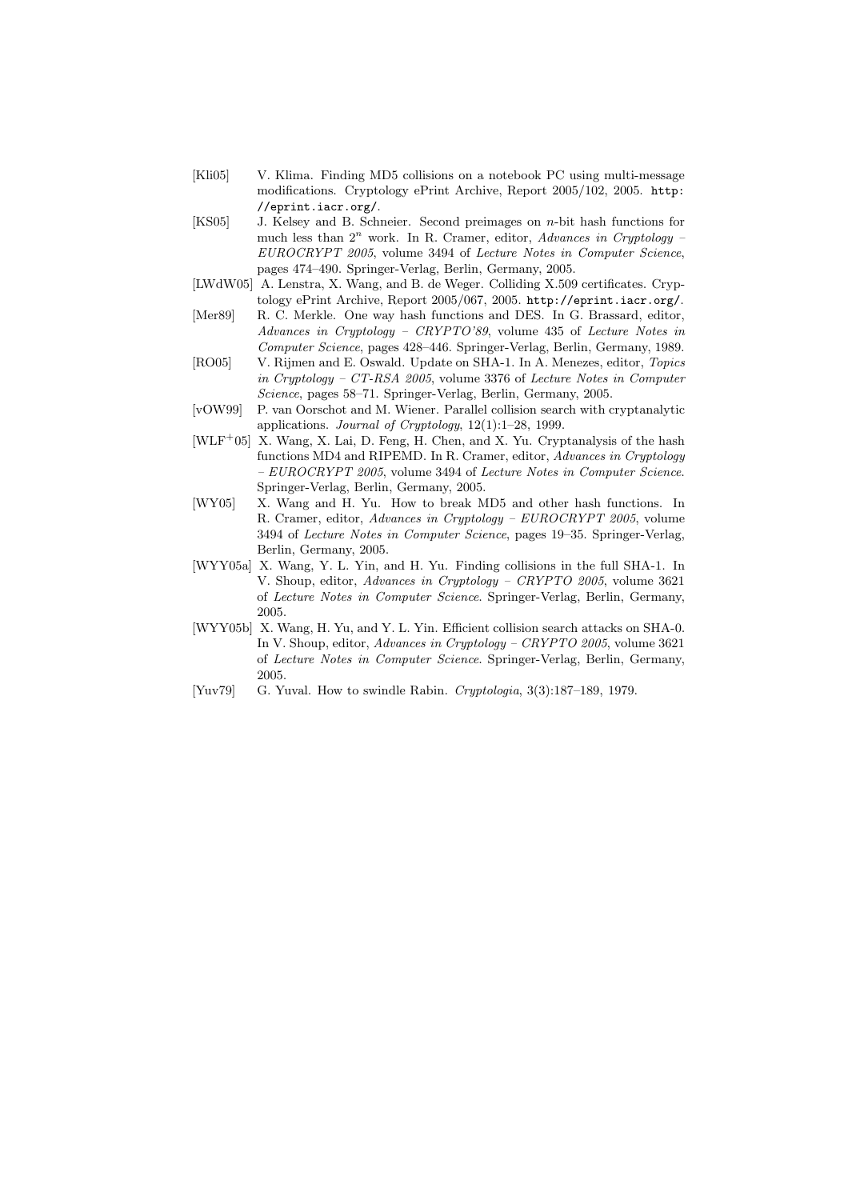[Kli05] V. Klima. Finding MD5 collisions on a notebook PC using multi-message modifications. Cryptology ePrint Archive, Report 2005/102, 2005. `http://eprint.iacr.org/`.

[KS05] J. Kelsey and B. Schneier. Second preimages on $n$-bit hash functions for much less than $2^n$ work. In R. Cramer, editor, *Advances in Cryptology – EUROCRYPT 2005*, volume 3494 of *Lecture Notes in Computer Science*, pages 474–490. Springer-Verlag, Berlin, Germany, 2005.

[LWdW05] A. Lenstra, X. Wang, and B. de Weger. Colliding X.509 certificates. Cryptology ePrint Archive, Report 2005/067, 2005. `http://eprint.iacr.org/`.

[Mer89] R. C. Merkle. One way hash functions and DES. In G. Brassard, editor, *Advances in Cryptology – CRYPTO'89*, volume 435 of *Lecture Notes in Computer Science*, pages 428–446. Springer-Verlag, Berlin, Germany, 1989.

[RO05] V. Rijmen and E. Oswald. Update on SHA-1. In A. Menezes, editor, *Topics in Cryptology – CT-RSA 2005*, volume 3376 of *Lecture Notes in Computer Science*, pages 58–71. Springer-Verlag, Berlin, Germany, 2005.

[vOW99] P. van Oorschot and M. Wiener. Parallel collision search with cryptanalytic applications. *Journal of Cryptology*, 12(1):1–28, 1999.

[WLF+05] X. Wang, X. Lai, D. Feng, H. Chen, and X. Yu. Cryptanalysis of the hash functions MD4 and RIPEMD. In R. Cramer, editor, *Advances in Cryptology – EUROCRYPT 2005*, volume 3494 of *Lecture Notes in Computer Science*. Springer-Verlag, Berlin, Germany, 2005.

[WY05] X. Wang and H. Yu. How to break MD5 and other hash functions. In R. Cramer, editor, *Advances in Cryptology – EUROCRYPT 2005*, volume 3494 of *Lecture Notes in Computer Science*, pages 19–35. Springer-Verlag, Berlin, Germany, 2005.

[WYY05a] X. Wang, Y. L. Yin, and H. Yu. Finding collisions in the full SHA-1. In V. Shoup, editor, *Advances in Cryptology – CRYPTO 2005*, volume 3621 of *Lecture Notes in Computer Science*. Springer-Verlag, Berlin, Germany, 2005.

[WYY05b] X. Wang, H. Yu, and Y. L. Yin. Efficient collision search attacks on SHA-0. In V. Shoup, editor, *Advances in Cryptology – CRYPTO 2005*, volume 3621 of *Lecture Notes in Computer Science*. Springer-Verlag, Berlin, Germany, 2005.

[Yuv79] G. Yuval. How to swindle Rabin. *Cryptologia*, 3(3):187–189, 1979.